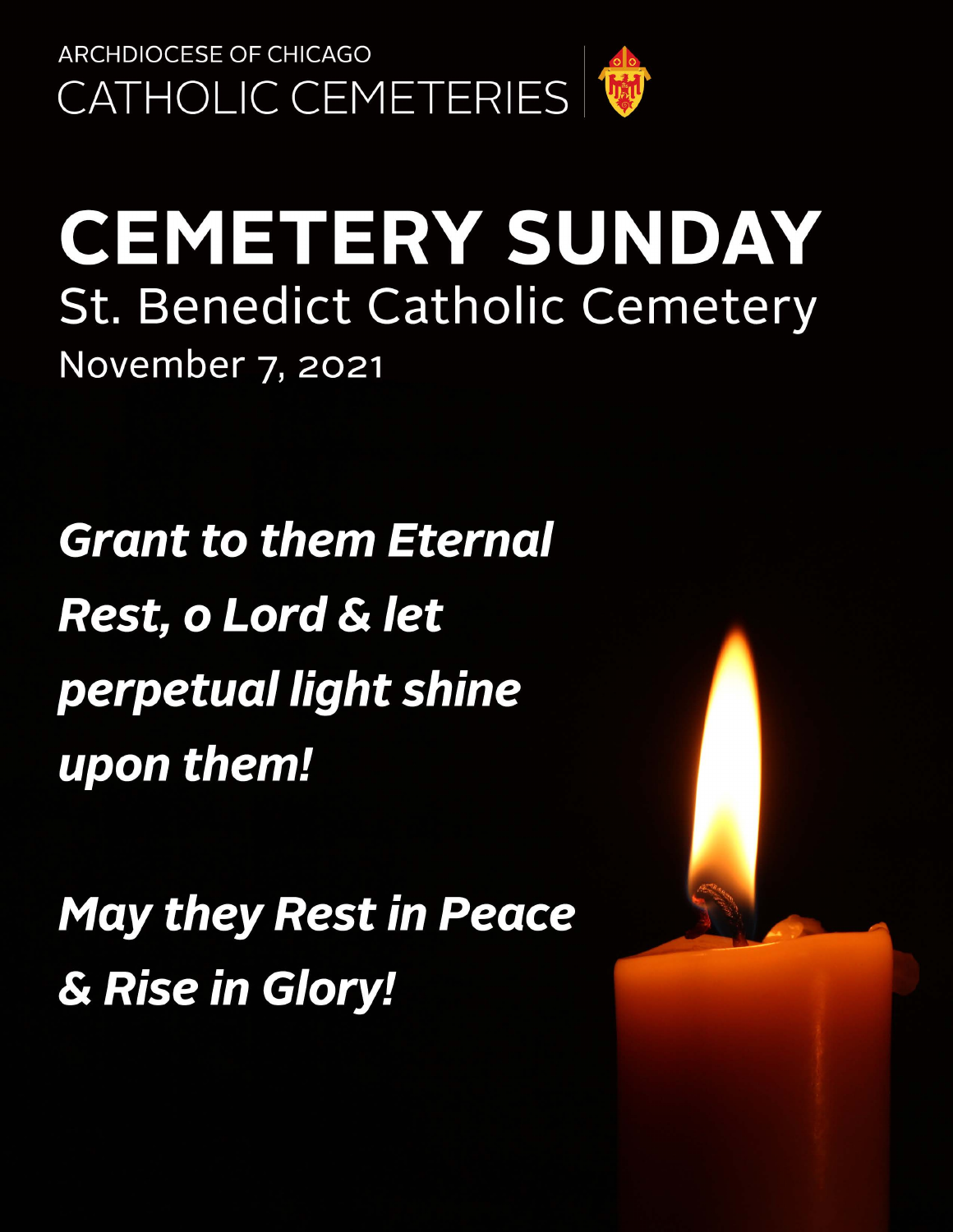ARCHDIOCESE OF CHICAGO
CATHOLIC CEMETERIES

# CEMETERY SUNDAY

## St. Benedict Catholic Cemetery

November 7, 2021

***Grant to them Eternal Rest, o Lord & let perpetual light shine upon them!***

***May they Rest in Peace & Rise in Glory!***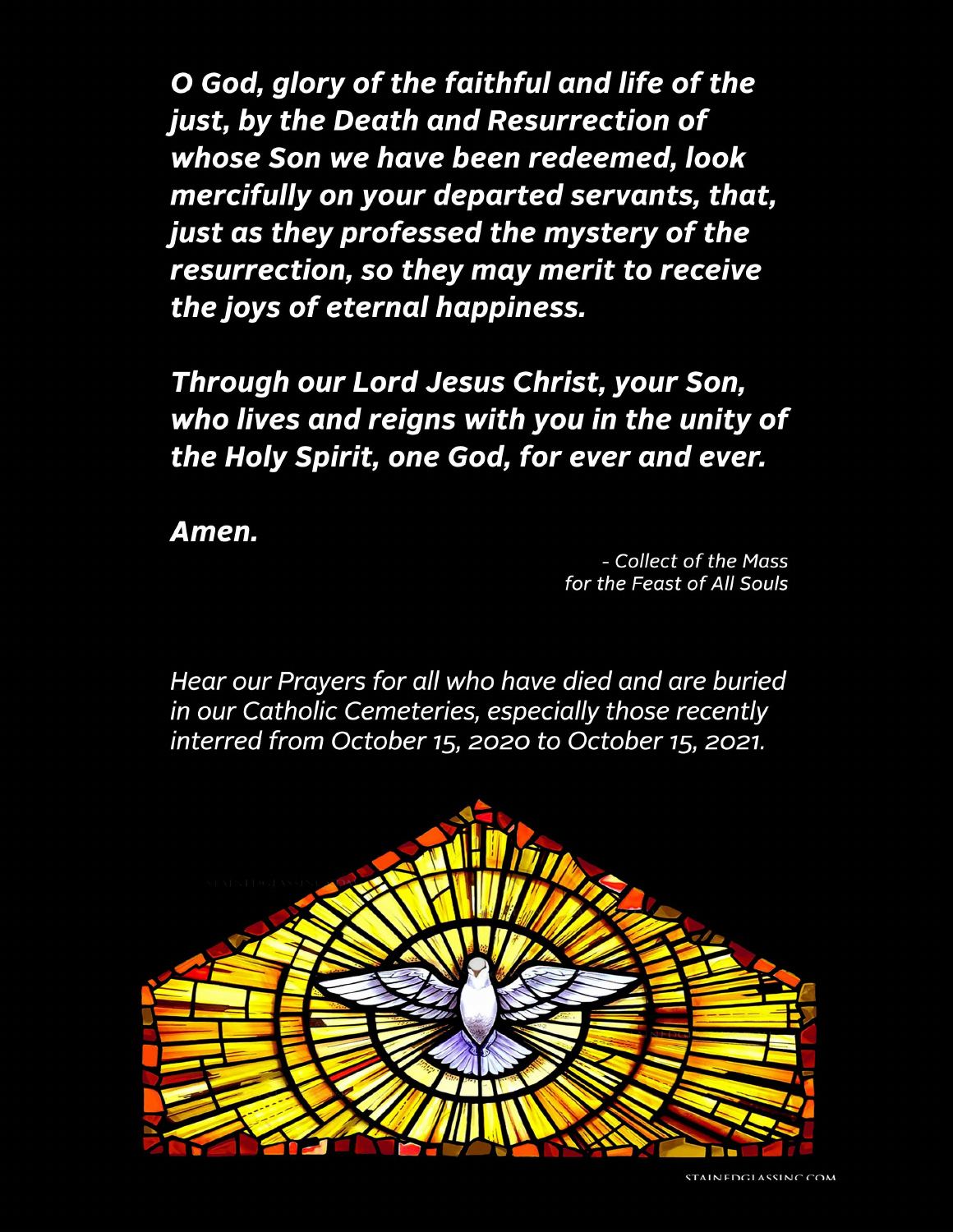***O God, glory of the faithful and life of the just, by the Death and Resurrection of whose Son we have been redeemed, look mercifully on your departed servants, that, just as they professed the mystery of the resurrection, so they may merit to receive the joys of eternal happiness.***

***Through our Lord Jesus Christ, your Son, who lives and reigns with you in the unity of the Holy Spirit, one God, for ever and ever.***

***Amen.***

*- Collect of the Mass for the Feast of All Souls*

*Hear our Prayers for all who have died and are buried in our Catholic Cemeteries, especially those recently interred from October 15, 2020 to October 15, 2021.*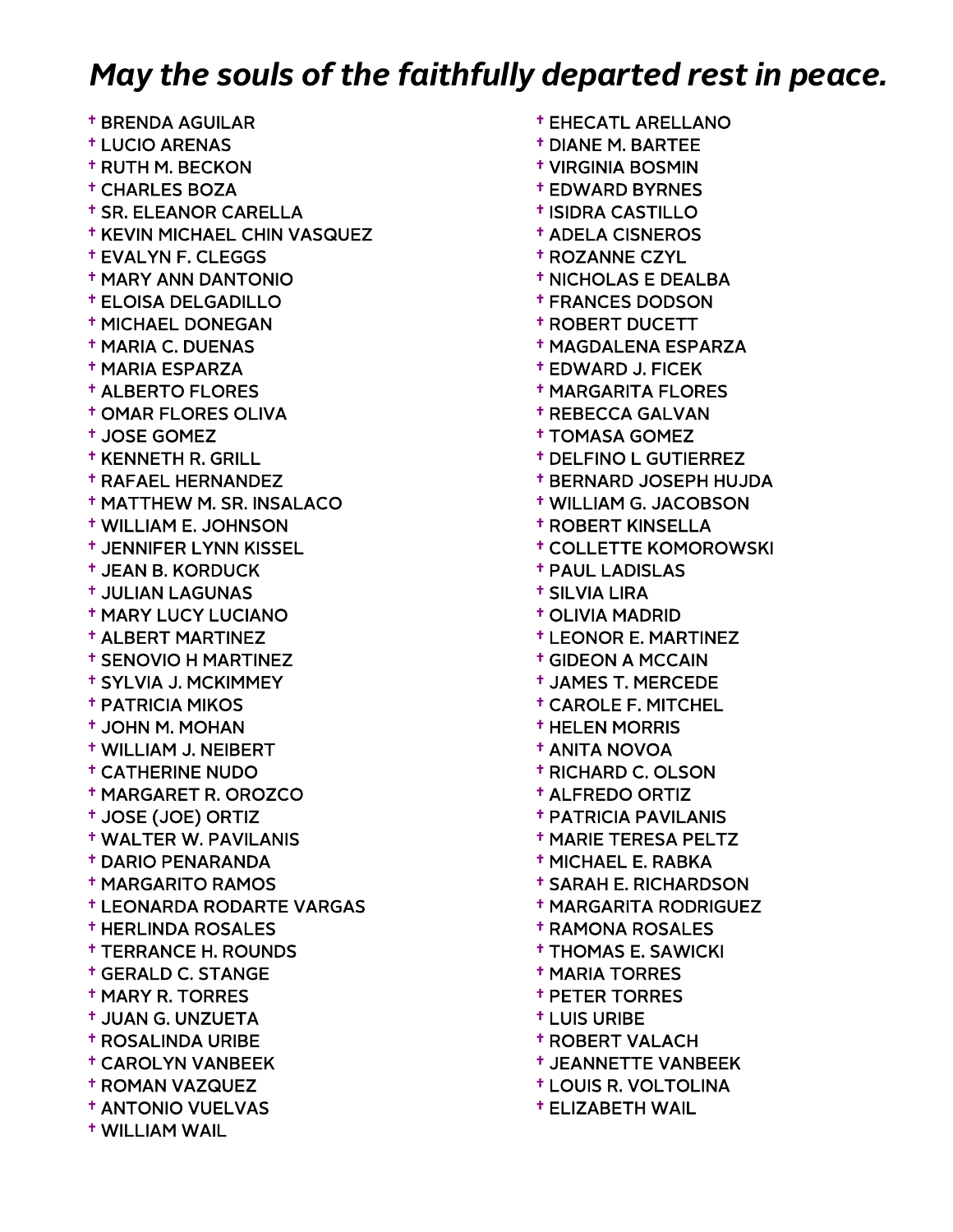## *May the souls of the faithfully departed rest in peace.*

- † BRENDA AGUILAR
- † LUCIO ARENAS
- † RUTH M. BECKON
- † CHARLES BOZA
- † SR. ELEANOR CARELLA
- † KEVIN MICHAEL CHIN VASQUEZ
- † EVALYN F. CLEGGS
- † MARY ANN DANTONIO
- † ELOISA DELGADILLO
- † MICHAEL DONEGAN
- † MARIA C. DUENAS
- † MARIA ESPARZA
- † ALBERTO FLORES
- † OMAR FLORES OLIVA
- † JOSE GOMEZ
- † KENNETH R. GRILL
- † RAFAEL HERNANDEZ
- † MATTHEW M. SR. INSALACO
- † WILLIAM E. JOHNSON
- † JENNIFER LYNN KISSEL
- † JEAN B. KORDUCK
- † JULIAN LAGUNAS
- † MARY LUCY LUCIANO
- † ALBERT MARTINEZ
- † SENOVIO H MARTINEZ
- † SYLVIA J. MCKIMMEY
- † PATRICIA MIKOS
- † JOHN M. MOHAN
- † WILLIAM J. NEIBERT
- † CATHERINE NUDO
- † MARGARET R. OROZCO
- † JOSE (JOE) ORTIZ
- † WALTER W. PAVILANIS
- † DARIO PENARANDA
- † MARGARITO RAMOS
- † LEONARDA RODARTE VARGAS
- † HERLINDA ROSALES
- † TERRANCE H. ROUNDS
- † GERALD C. STANGE
- † MARY R. TORRES
- † JUAN G. UNZUETA
- † ROSALINDA URIBE
- † CAROLYN VANBEEK
- † ROMAN VAZQUEZ
- † ANTONIO VUELVAS
- † WILLIAM WAIL
- † EHECATL ARELLANO
- † DIANE M. BARTEE
- † VIRGINIA BOSMIN
- † EDWARD BYRNES
- † ISIDRA CASTILLO
- † ADELA CISNEROS
- † ROZANNE CZYL
- † NICHOLAS E DEALBA
- † FRANCES DODSON
- † ROBERT DUCETT
- † MAGDALENA ESPARZA
- † EDWARD J. FICEK
- † MARGARITA FLORES
- † REBECCA GALVAN
- † TOMASA GOMEZ
- † DELFINO L GUTIERREZ
- † BERNARD JOSEPH HUJDA
- † WILLIAM G. JACOBSON
- † ROBERT KINSELLA
- † COLLETTE KOMOROWSKI
- † PAUL LADISLAS
- † SILVIA LIRA
- † OLIVIA MADRID
- † LEONOR E. MARTINEZ
- † GIDEON A MCCAIN
- † JAMES T. MERCEDE
- † CAROLE F. MITCHEL
- † HELEN MORRIS
- † ANITA NOVOA
- † RICHARD C. OLSON
- † ALFREDO ORTIZ
- † PATRICIA PAVILANIS
- † MARIE TERESA PELTZ
- † MICHAEL E. RABKA
- † SARAH E. RICHARDSON
- † MARGARITA RODRIGUEZ
- † RAMONA ROSALES
- † THOMAS E. SAWICKI
- † MARIA TORRES
- † PETER TORRES
- † LUIS URIBE
- † ROBERT VALACH
- † JEANNETTE VANBEEK
- † LOUIS R. VOLTOLINA
- † ELIZABETH WAIL